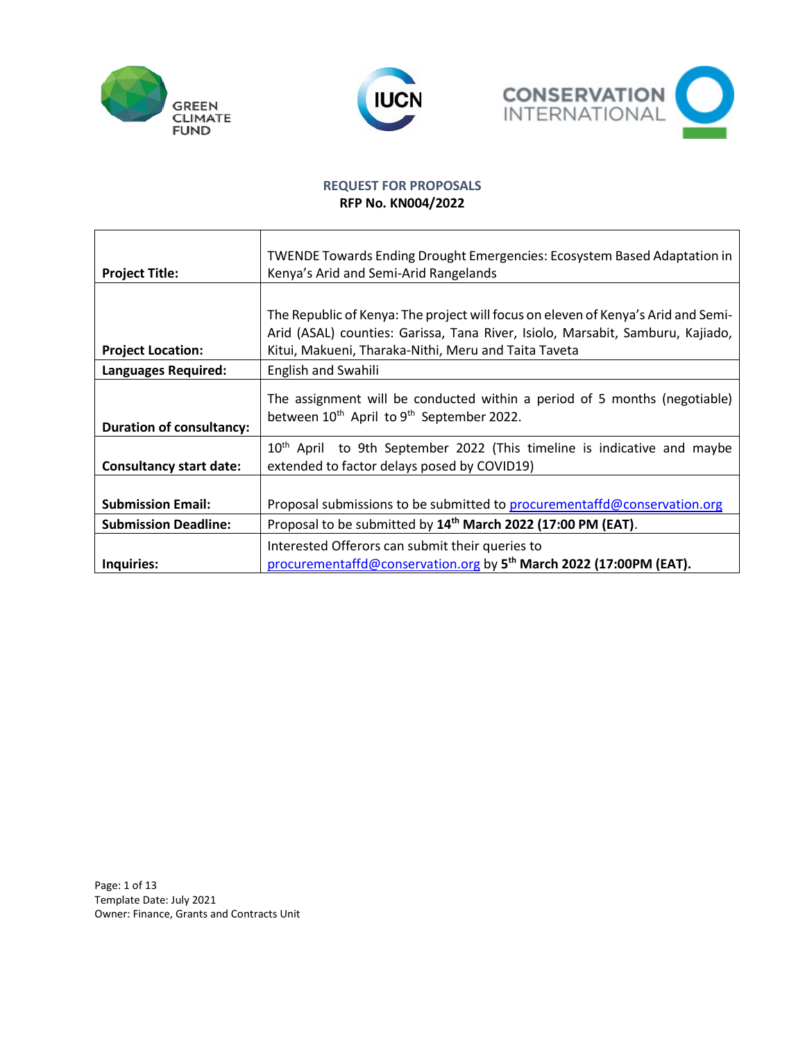**REQUEST FOR PROPOSALS**

**RFP No. KN004/2022**

| | |
|---|---|
| **Project Title:** | TWENDE Towards Ending Drought Emergencies: Ecosystem Based Adaptation in Kenya's Arid and Semi-Arid Rangelands |
| **Project Location:** | The Republic of Kenya: The project will focus on eleven of Kenya's Arid and Semi-Arid (ASAL) counties: Garissa, Tana River, Isiolo, Marsabit, Samburu, Kajiado, Kitui, Makueni, Tharaka-Nithi, Meru and Taita Taveta |
| **Languages Required:** | English and Swahili |
| **Duration of consultancy:** | The assignment will be conducted within a period of 5 months (negotiable) between 10th April to 9th September 2022. |
| **Consultancy start date:** | 10th April to 9th September 2022 (This timeline is indicative and maybe extended to factor delays posed by COVID19) |
| **Submission Email:** | Proposal submissions to be submitted to procurementaffd@conservation.org |
| **Submission Deadline:** | Proposal to be submitted by **14th March 2022 (17:00 PM (EAT)**. |
| **Inquiries:** | Interested Offerors can submit their queries to procurementaffd@conservation.org by **5th March 2022 (17:00PM (EAT).** |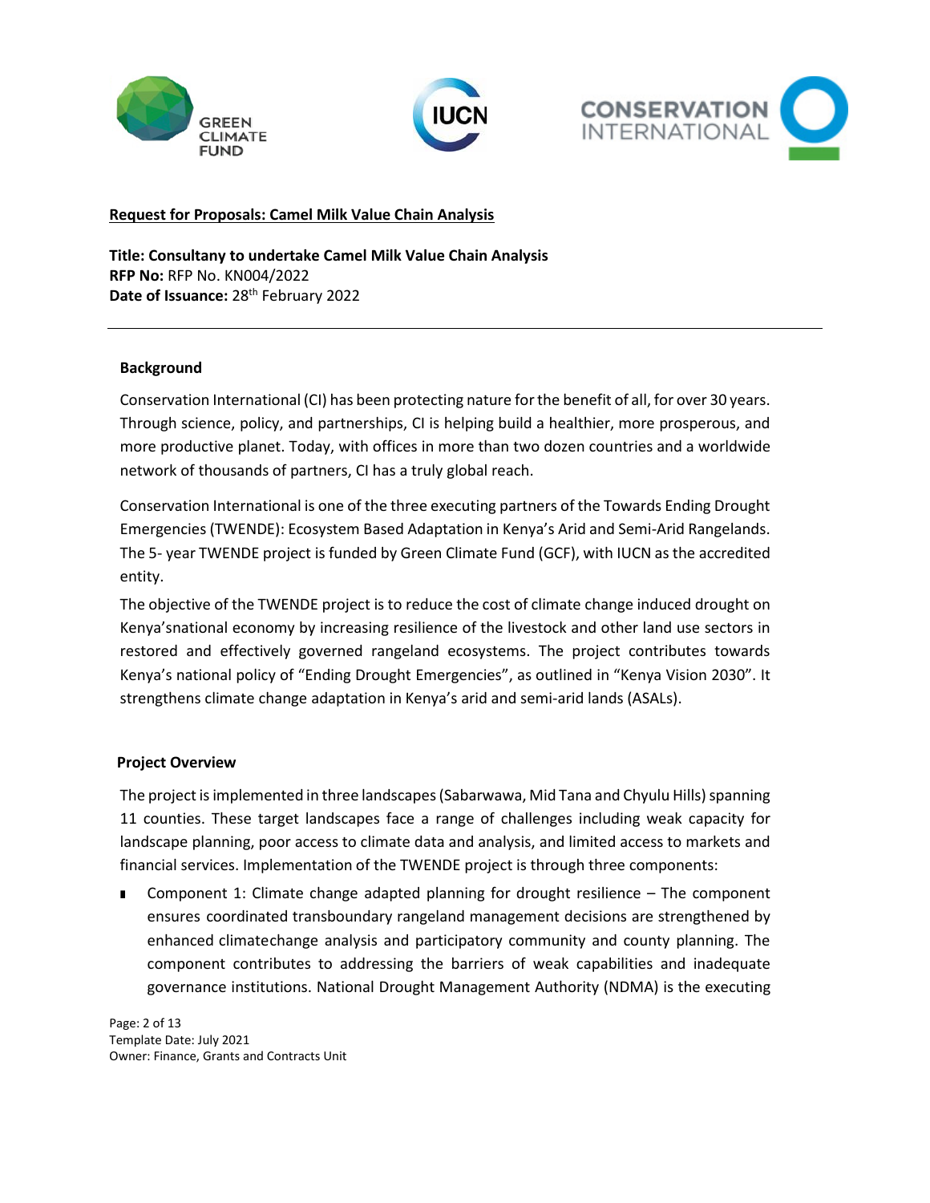**Request for Proposals: Camel Milk Value Chain Analysis**

**Title: Consultany to undertake Camel Milk Value Chain Analysis**
**RFP No:** RFP No. KN004/2022
**Date of Issuance:** 28th February 2022

---

## Background

Conservation International (CI) has been protecting nature for the benefit of all, for over 30 years. Through science, policy, and partnerships, CI is helping build a healthier, more prosperous, and more productive planet. Today, with offices in more than two dozen countries and a worldwide network of thousands of partners, CI has a truly global reach.

Conservation International is one of the three executing partners of the Towards Ending Drought Emergencies (TWENDE): Ecosystem Based Adaptation in Kenya's Arid and Semi-Arid Rangelands. The 5- year TWENDE project is funded by Green Climate Fund (GCF), with IUCN as the accredited entity.

The objective of the TWENDE project is to reduce the cost of climate change induced drought on Kenya'snational economy by increasing resilience of the livestock and other land use sectors in restored and effectively governed rangeland ecosystems. The project contributes towards Kenya's national policy of "Ending Drought Emergencies", as outlined in "Kenya Vision 2030". It strengthens climate change adaptation in Kenya's arid and semi-arid lands (ASALs).

## Project Overview

The project is implemented in three landscapes (Sabarwawa, Mid Tana and Chyulu Hills) spanning 11 counties. These target landscapes face a range of challenges including weak capacity for landscape planning, poor access to climate data and analysis, and limited access to markets and financial services. Implementation of the TWENDE project is through three components:

- Component 1: Climate change adapted planning for drought resilience – The component ensures coordinated transboundary rangeland management decisions are strengthened by enhanced climatechange analysis and participatory community and county planning. The component contributes to addressing the barriers of weak capabilities and inadequate governance institutions. National Drought Management Authority (NDMA) is the executing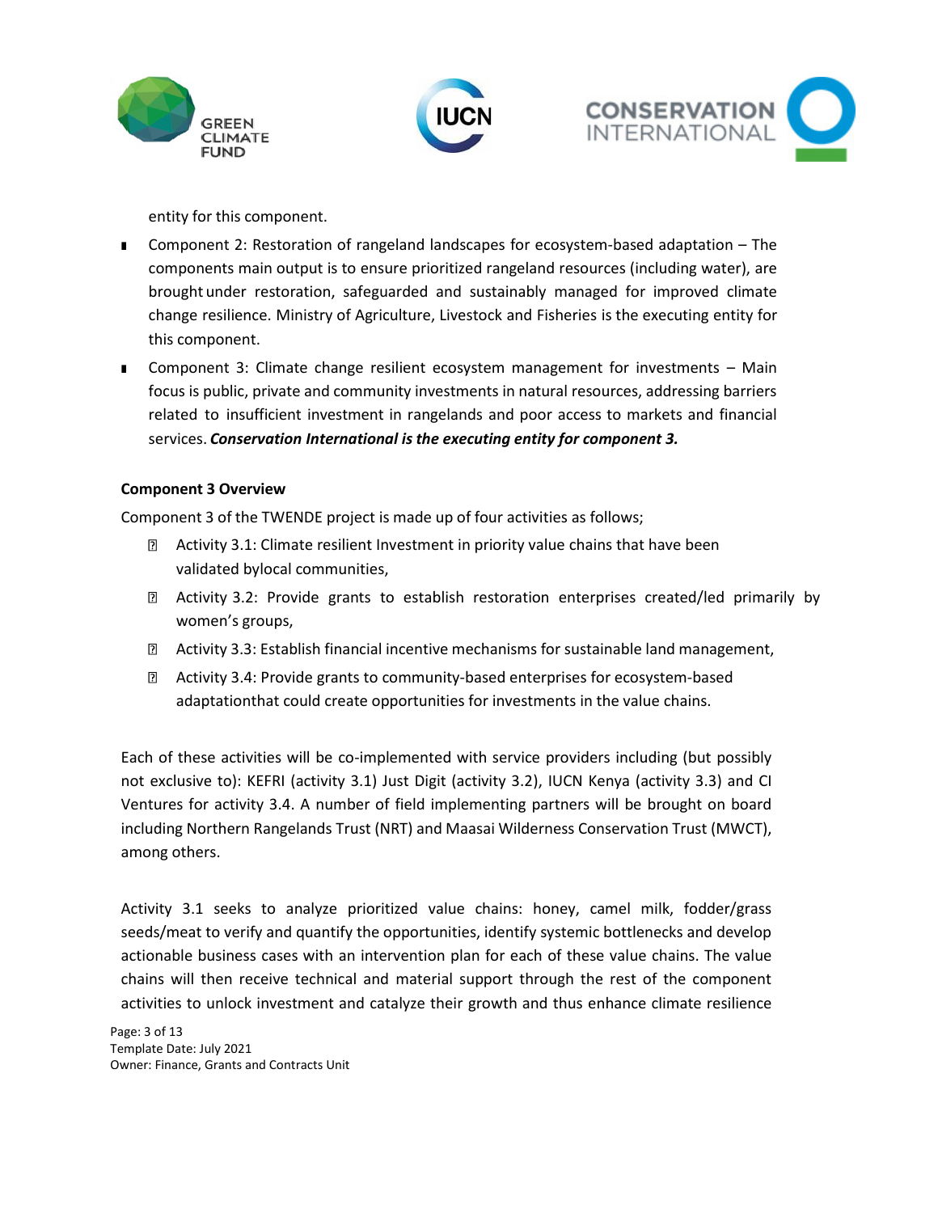entity for this component.

- Component 2: Restoration of rangeland landscapes for ecosystem-based adaptation – The components main output is to ensure prioritized rangeland resources (including water), are brought under restoration, safeguarded and sustainably managed for improved climate change resilience. Ministry of Agriculture, Livestock and Fisheries is the executing entity for this component.
- Component 3: Climate change resilient ecosystem management for investments – Main focus is public, private and community investments in natural resources, addressing barriers related to insufficient investment in rangelands and poor access to markets and financial services. ***Conservation International is the executing entity for component 3.***

**Component 3 Overview**

Component 3 of the TWENDE project is made up of four activities as follows;

- Activity 3.1: Climate resilient Investment in priority value chains that have been validated bylocal communities,
- Activity 3.2: Provide grants to establish restoration enterprises created/led primarily by women's groups,
- Activity 3.3: Establish financial incentive mechanisms for sustainable land management,
- Activity 3.4: Provide grants to community-based enterprises for ecosystem-based adaptationthat could create opportunities for investments in the value chains.

Each of these activities will be co-implemented with service providers including (but possibly not exclusive to): KEFRI (activity 3.1) Just Digit (activity 3.2), IUCN Kenya (activity 3.3) and CI Ventures for activity 3.4. A number of field implementing partners will be brought on board including Northern Rangelands Trust (NRT) and Maasai Wilderness Conservation Trust (MWCT), among others.

Activity 3.1 seeks to analyze prioritized value chains: honey, camel milk, fodder/grass seeds/meat to verify and quantify the opportunities, identify systemic bottlenecks and develop actionable business cases with an intervention plan for each of these value chains. The value chains will then receive technical and material support through the rest of the component activities to unlock investment and catalyze their growth and thus enhance climate resilience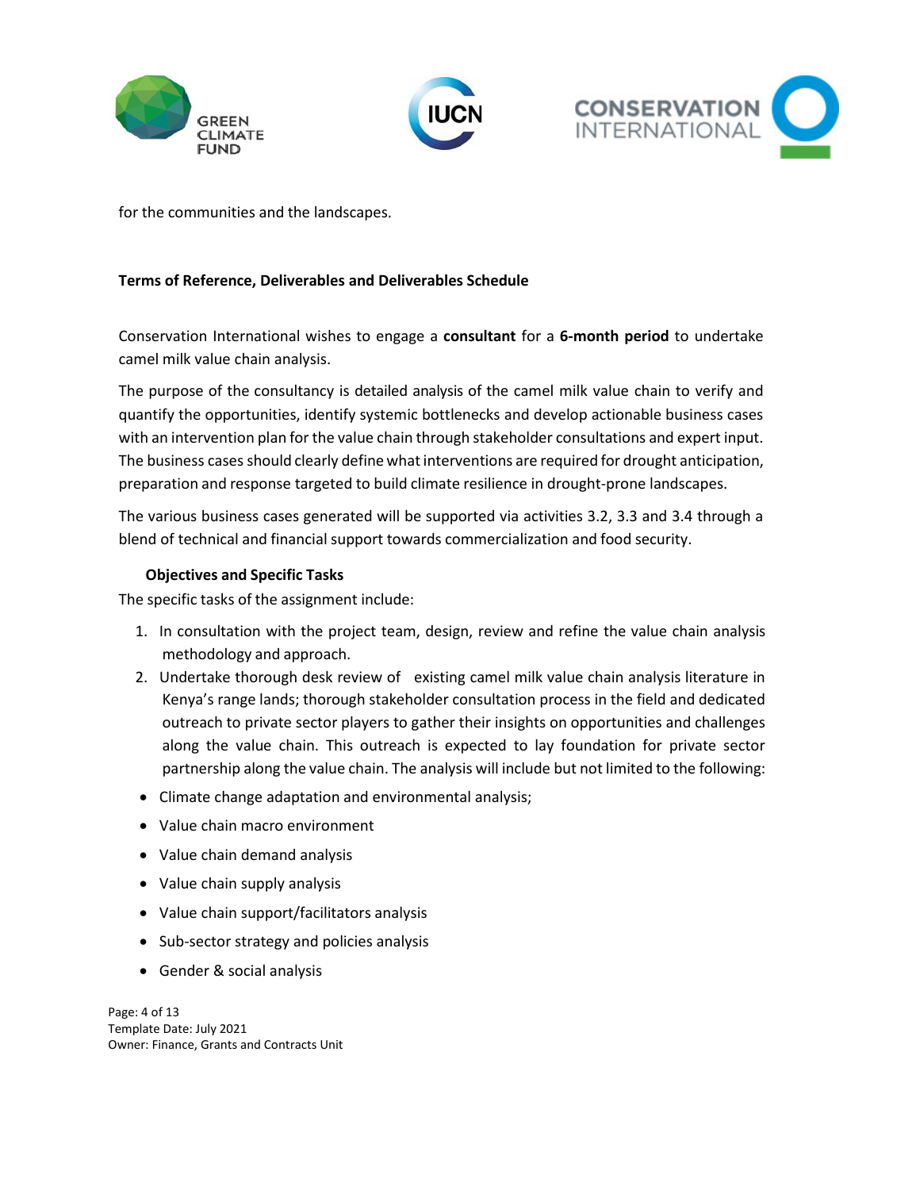for the communities and the landscapes.

**Terms of Reference, Deliverables and Deliverables Schedule**

Conservation International wishes to engage a **consultant** for a **6-month period** to undertake camel milk value chain analysis.

The purpose of the consultancy is detailed analysis of the camel milk value chain to verify and quantify the opportunities, identify systemic bottlenecks and develop actionable business cases with an intervention plan for the value chain through stakeholder consultations and expert input. The business cases should clearly define what interventions are required for drought anticipation, preparation and response targeted to build climate resilience in drought-prone landscapes.

The various business cases generated will be supported via activities 3.2, 3.3 and 3.4 through a blend of technical and financial support towards commercialization and food security.

**Objectives and Specific Tasks**

The specific tasks of the assignment include:

1. In consultation with the project team, design, review and refine the value chain analysis methodology and approach.
2. Undertake thorough desk review of existing camel milk value chain analysis literature in Kenya's range lands; thorough stakeholder consultation process in the field and dedicated outreach to private sector players to gather their insights on opportunities and challenges along the value chain. This outreach is expected to lay foundation for private sector partnership along the value chain. The analysis will include but not limited to the following:

- Climate change adaptation and environmental analysis;
- Value chain macro environment
- Value chain demand analysis
- Value chain supply analysis
- Value chain support/facilitators analysis
- Sub-sector strategy and policies analysis
- Gender & social analysis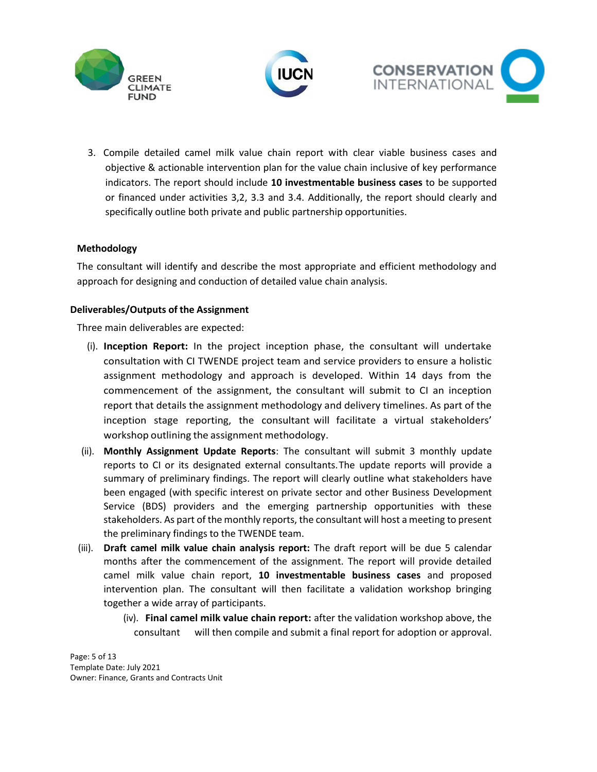3. Compile detailed camel milk value chain report with clear viable business cases and objective & actionable intervention plan for the value chain inclusive of key performance indicators. The report should include **10 investmentable business cases** to be supported or financed under activities 3,2, 3.3 and 3.4. Additionally, the report should clearly and specifically outline both private and public partnership opportunities.

**Methodology**

The consultant will identify and describe the most appropriate and efficient methodology and approach for designing and conduction of detailed value chain analysis.

**Deliverables/Outputs of the Assignment**

Three main deliverables are expected:

(i). **Inception Report:** In the project inception phase, the consultant will undertake consultation with CI TWENDE project team and service providers to ensure a holistic assignment methodology and approach is developed. Within 14 days from the commencement of the assignment, the consultant will submit to CI an inception report that details the assignment methodology and delivery timelines. As part of the inception stage reporting, the consultant will facilitate a virtual stakeholders' workshop outlining the assignment methodology.

(ii). **Monthly Assignment Update Reports**: The consultant will submit 3 monthly update reports to CI or its designated external consultants. The update reports will provide a summary of preliminary findings. The report will clearly outline what stakeholders have been engaged (with specific interest on private sector and other Business Development Service (BDS) providers and the emerging partnership opportunities with these stakeholders. As part of the monthly reports, the consultant will host a meeting to present the preliminary findings to the TWENDE team.

(iii). **Draft camel milk value chain analysis report:** The draft report will be due 5 calendar months after the commencement of the assignment. The report will provide detailed camel milk value chain report, **10 investmentable business cases** and proposed intervention plan. The consultant will then facilitate a validation workshop bringing together a wide array of participants.

(iv). **Final camel milk value chain report:** after the validation workshop above, the consultant will then compile and submit a final report for adoption or approval.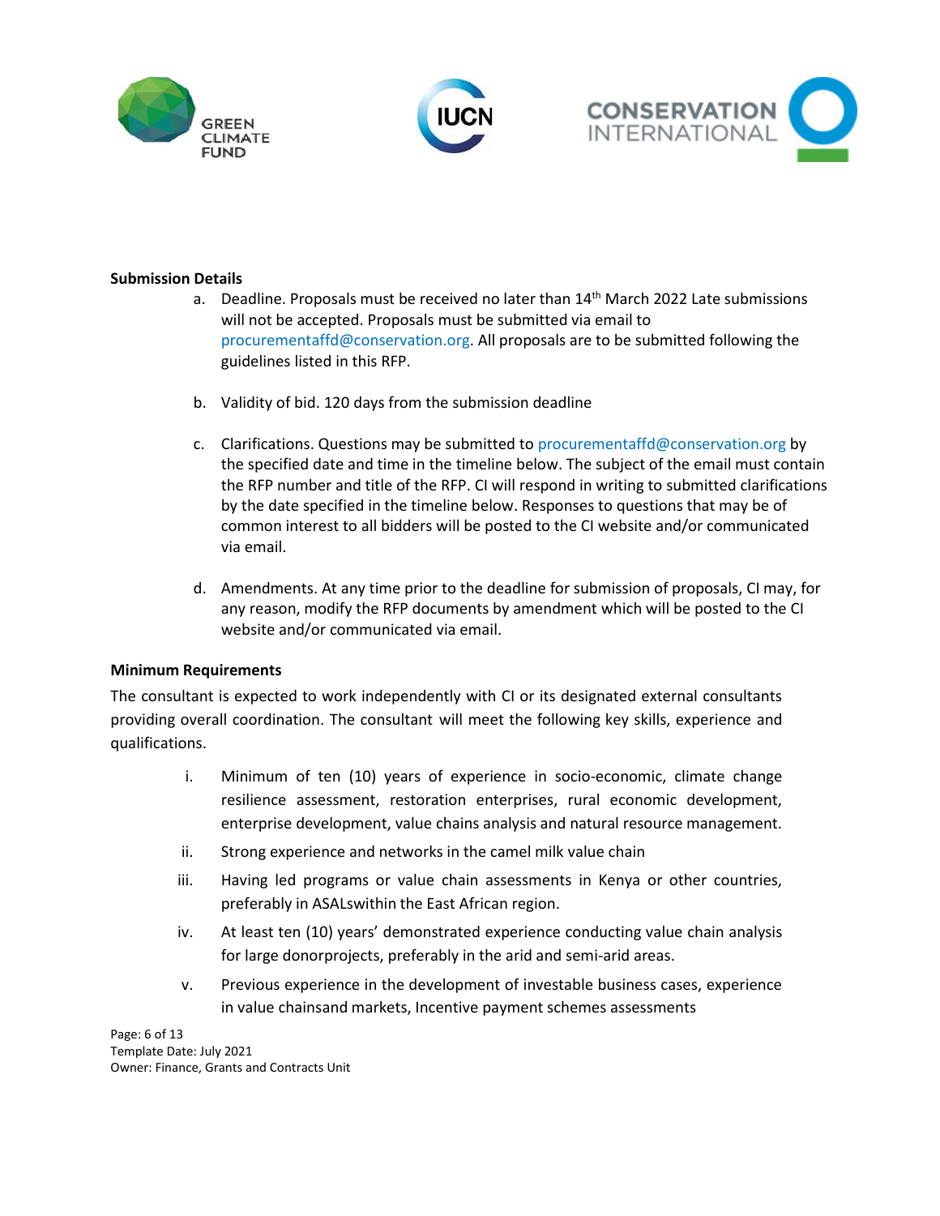**Submission Details**

a. Deadline. Proposals must be received no later than 14th March 2022 Late submissions will not be accepted. Proposals must be submitted via email to procurementaffd@conservation.org. All proposals are to be submitted following the guidelines listed in this RFP.

b. Validity of bid. 120 days from the submission deadline

c. Clarifications. Questions may be submitted to procurementaffd@conservation.org by the specified date and time in the timeline below. The subject of the email must contain the RFP number and title of the RFP. CI will respond in writing to submitted clarifications by the date specified in the timeline below. Responses to questions that may be of common interest to all bidders will be posted to the CI website and/or communicated via email.

d. Amendments. At any time prior to the deadline for submission of proposals, CI may, for any reason, modify the RFP documents by amendment which will be posted to the CI website and/or communicated via email.

**Minimum Requirements**

The consultant is expected to work independently with CI or its designated external consultants providing overall coordination. The consultant will meet the following key skills, experience and qualifications.

i. Minimum of ten (10) years of experience in socio-economic, climate change resilience assessment, restoration enterprises, rural economic development, enterprise development, value chains analysis and natural resource management.

ii. Strong experience and networks in the camel milk value chain

iii. Having led programs or value chain assessments in Kenya or other countries, preferably in ASALswithin the East African region.

iv. At least ten (10) years' demonstrated experience conducting value chain analysis for large donorprojects, preferably in the arid and semi-arid areas.

v. Previous experience in the development of investable business cases, experience in value chainsand markets, Incentive payment schemes assessments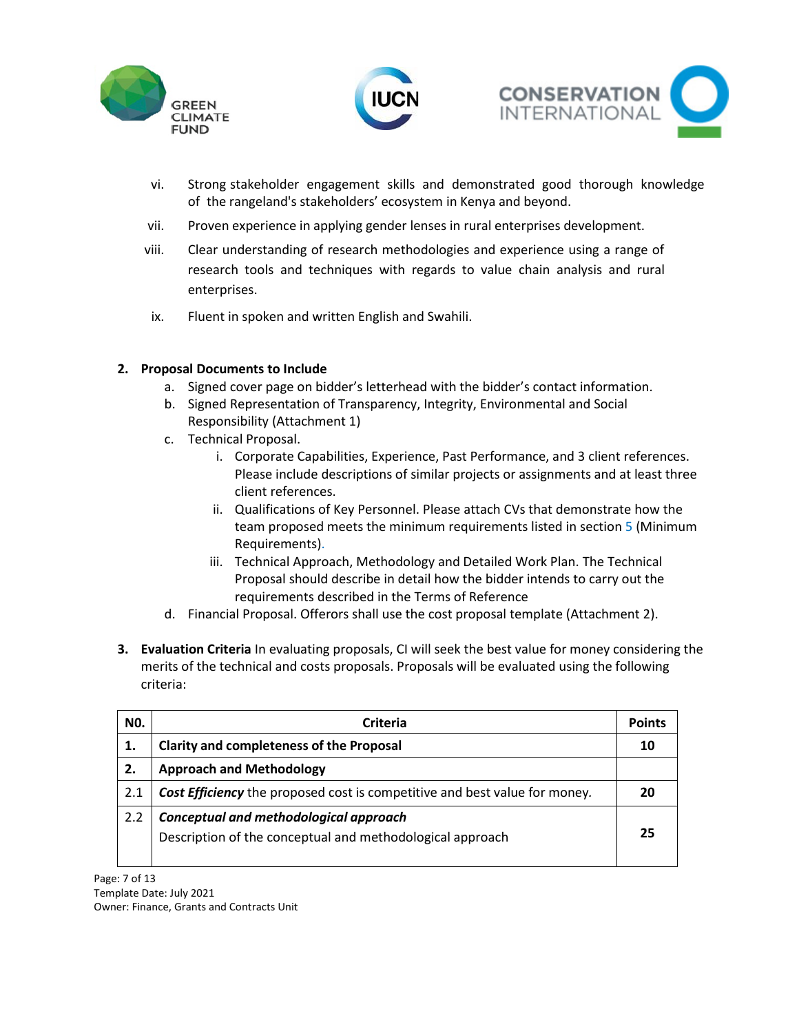vi. Strong stakeholder engagement skills and demonstrated good thorough knowledge of the rangeland's stakeholders' ecosystem in Kenya and beyond.

vii. Proven experience in applying gender lenses in rural enterprises development.

viii. Clear understanding of research methodologies and experience using a range of research tools and techniques with regards to value chain analysis and rural enterprises.

ix. Fluent in spoken and written English and Swahili.

2. **Proposal Documents to Include**
   a. Signed cover page on bidder's letterhead with the bidder's contact information.
   b. Signed Representation of Transparency, Integrity, Environmental and Social Responsibility (Attachment 1)
   c. Technical Proposal.
      i. Corporate Capabilities, Experience, Past Performance, and 3 client references. Please include descriptions of similar projects or assignments and at least three client references.
      ii. Qualifications of Key Personnel. Please attach CVs that demonstrate how the team proposed meets the minimum requirements listed in section 5 (Minimum Requirements).
      iii. Technical Approach, Methodology and Detailed Work Plan. The Technical Proposal should describe in detail how the bidder intends to carry out the requirements described in the Terms of Reference
   d. Financial Proposal. Offerors shall use the cost proposal template (Attachment 2).

3. **Evaluation Criteria** In evaluating proposals, CI will seek the best value for money considering the merits of the technical and costs proposals. Proposals will be evaluated using the following criteria:

| NO. | Criteria | Points |
|---|---|---|
| **1.** | **Clarity and completeness of the Proposal** | **10** |
| **2.** | **Approach and Methodology** | |
| 2.1 | ***Cost Efficiency*** the proposed cost is competitive and best value for money. | **20** |
| 2.2 | ***Conceptual and methodological approach*** Description of the conceptual and methodological approach | **25** |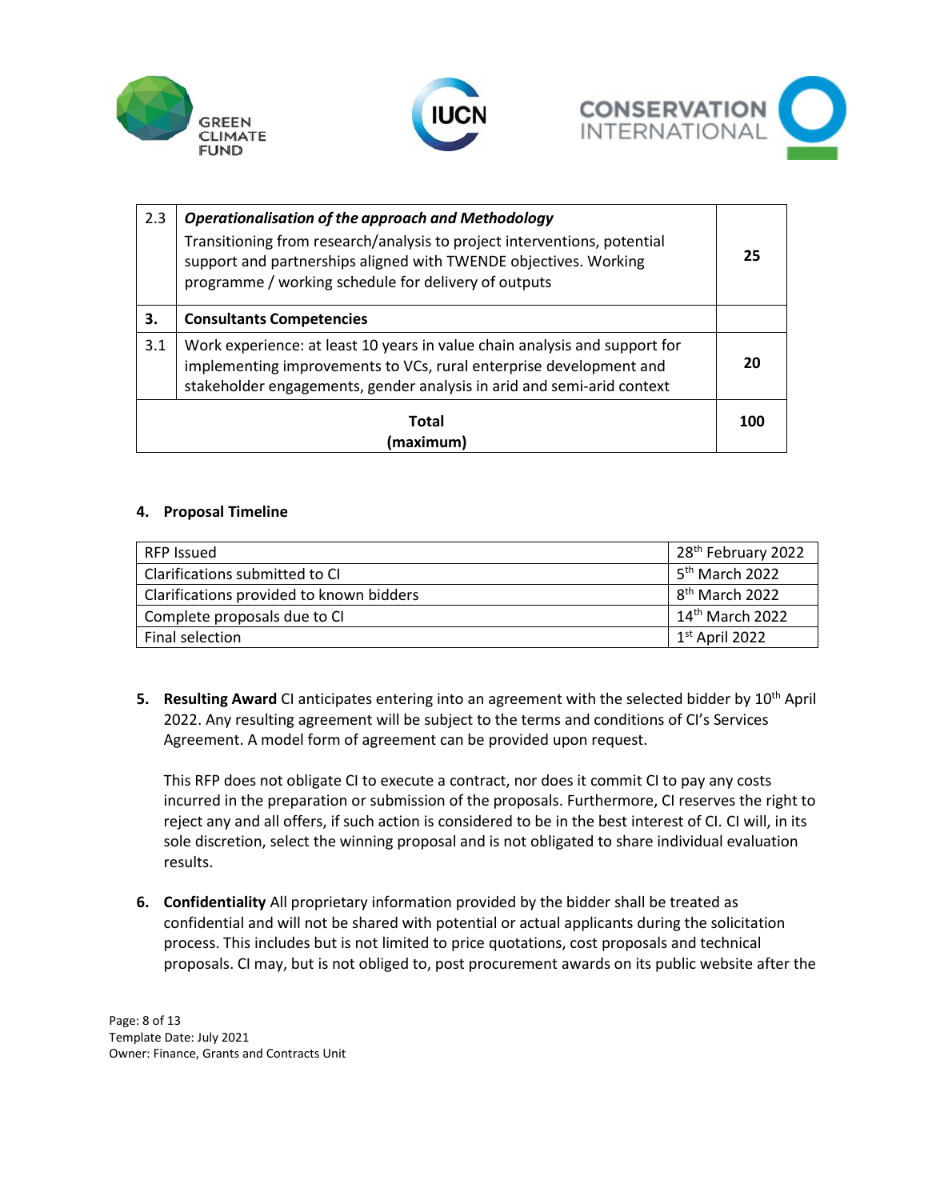| | | |
|---|---|---|
| 2.3 | ***Operationalisation of the approach and Methodology*** Transitioning from research/analysis to project interventions, potential support and partnerships aligned with TWENDE objectives. Working programme / working schedule for delivery of outputs | **25** |
| **3.** | **Consultants Competencies** | |
| 3.1 | Work experience: at least 10 years in value chain analysis and support for implementing improvements to VCs, rural enterprise development and stakeholder engagements, gender analysis in arid and semi-arid context | **20** |
| | **Total (maximum)** | **100** |

**4. Proposal Timeline**

| | |
|---|---|
| RFP Issued | 28th February 2022 |
| Clarifications submitted to CI | 5th March 2022 |
| Clarifications provided to known bidders | 8th March 2022 |
| Complete proposals due to CI | 14th March 2022 |
| Final selection | 1st April 2022 |

5. **Resulting Award** CI anticipates entering into an agreement with the selected bidder by 10th April 2022. Any resulting agreement will be subject to the terms and conditions of CI's Services Agreement. A model form of agreement can be provided upon request.

   This RFP does not obligate CI to execute a contract, nor does it commit CI to pay any costs incurred in the preparation or submission of the proposals. Furthermore, CI reserves the right to reject any and all offers, if such action is considered to be in the best interest of CI. CI will, in its sole discretion, select the winning proposal and is not obligated to share individual evaluation results.

6. **Confidentiality** All proprietary information provided by the bidder shall be treated as confidential and will not be shared with potential or actual applicants during the solicitation process. This includes but is not limited to price quotations, cost proposals and technical proposals. CI may, but is not obliged to, post procurement awards on its public website after the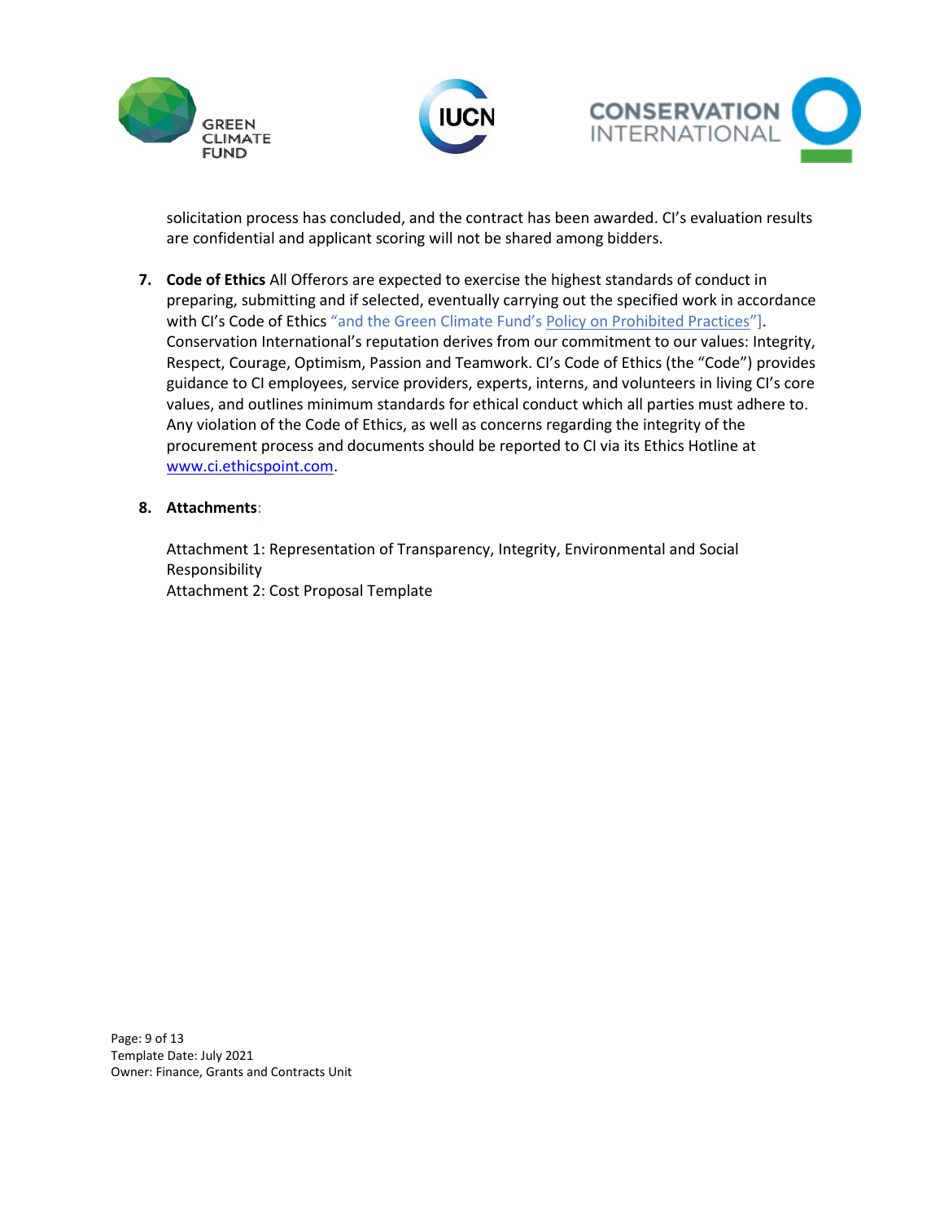solicitation process has concluded, and the contract has been awarded. CI's evaluation results are confidential and applicant scoring will not be shared among bidders.

7. **Code of Ethics** All Offerors are expected to exercise the highest standards of conduct in preparing, submitting and if selected, eventually carrying out the specified work in accordance with CI's Code of Ethics "and the Green Climate Fund's Policy on Prohibited Practices"]. Conservation International's reputation derives from our commitment to our values: Integrity, Respect, Courage, Optimism, Passion and Teamwork. CI's Code of Ethics (the "Code") provides guidance to CI employees, service providers, experts, interns, and volunteers in living CI's core values, and outlines minimum standards for ethical conduct which all parties must adhere to. Any violation of the Code of Ethics, as well as concerns regarding the integrity of the procurement process and documents should be reported to CI via its Ethics Hotline at www.ci.ethicspoint.com.

8. **Attachments**:

   Attachment 1: Representation of Transparency, Integrity, Environmental and Social Responsibility
   Attachment 2: Cost Proposal Template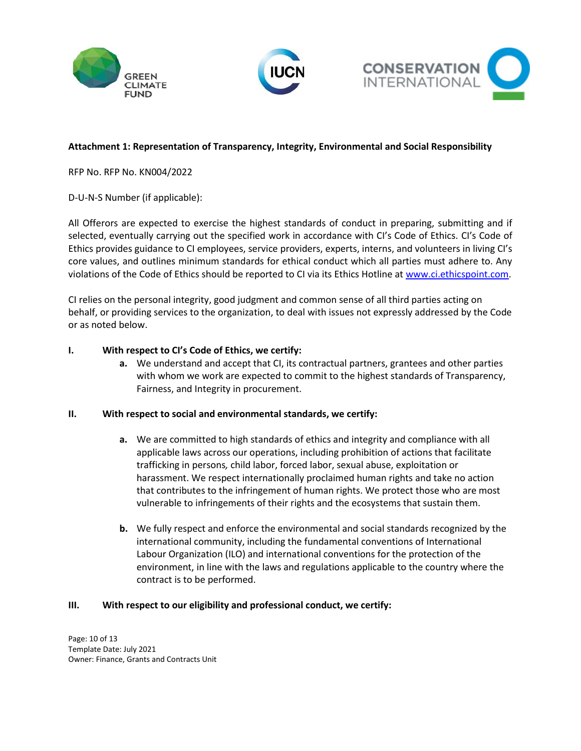**Attachment 1: Representation of Transparency, Integrity, Environmental and Social Responsibility**

RFP No. RFP No. KN004/2022

D-U-N-S Number (if applicable):

All Offerors are expected to exercise the highest standards of conduct in preparing, submitting and if selected, eventually carrying out the specified work in accordance with CI's Code of Ethics. CI's Code of Ethics provides guidance to CI employees, service providers, experts, interns, and volunteers in living CI's core values, and outlines minimum standards for ethical conduct which all parties must adhere to. Any violations of the Code of Ethics should be reported to CI via its Ethics Hotline at [www.ci.ethicspoint.com](www.ci.ethicspoint.com).

CI relies on the personal integrity, good judgment and common sense of all third parties acting on behalf, or providing services to the organization, to deal with issues not expressly addressed by the Code or as noted below.

**I. With respect to CI's Code of Ethics, we certify:**

- **a.** We understand and accept that CI, its contractual partners, grantees and other parties with whom we work are expected to commit to the highest standards of Transparency, Fairness, and Integrity in procurement.

**II. With respect to social and environmental standards, we certify:**

- **a.** We are committed to high standards of ethics and integrity and compliance with all applicable laws across our operations, including prohibition of actions that facilitate trafficking in persons*,* child labor, forced labor, sexual abuse, exploitation or harassment. We respect internationally proclaimed human rights and take no action that contributes to the infringement of human rights. We protect those who are most vulnerable to infringements of their rights and the ecosystems that sustain them.

- **b.** We fully respect and enforce the environmental and social standards recognized by the international community, including the fundamental conventions of International Labour Organization (ILO) and international conventions for the protection of the environment, in line with the laws and regulations applicable to the country where the contract is to be performed.

**III. With respect to our eligibility and professional conduct, we certify:**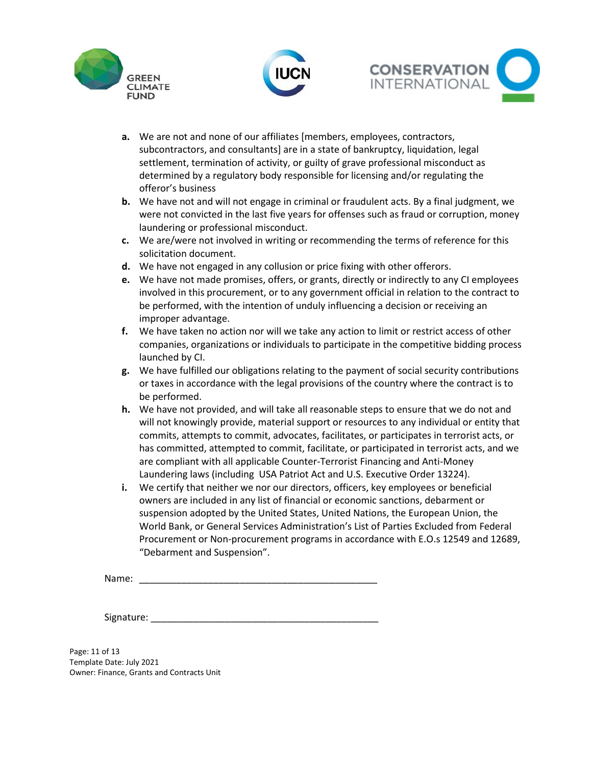- **a.** We are not and none of our affiliates [members, employees, contractors, subcontractors, and consultants] are in a state of bankruptcy, liquidation, legal settlement, termination of activity, or guilty of grave professional misconduct as determined by a regulatory body responsible for licensing and/or regulating the offeror's business
- **b.** We have not and will not engage in criminal or fraudulent acts. By a final judgment, we were not convicted in the last five years for offenses such as fraud or corruption, money laundering or professional misconduct.
- **c.** We are/were not involved in writing or recommending the terms of reference for this solicitation document.
- **d.** We have not engaged in any collusion or price fixing with other offerors.
- **e.** We have not made promises, offers, or grants, directly or indirectly to any CI employees involved in this procurement, or to any government official in relation to the contract to be performed, with the intention of unduly influencing a decision or receiving an improper advantage.
- **f.** We have taken no action nor will we take any action to limit or restrict access of other companies, organizations or individuals to participate in the competitive bidding process launched by CI.
- **g.** We have fulfilled our obligations relating to the payment of social security contributions or taxes in accordance with the legal provisions of the country where the contract is to be performed.
- **h.** We have not provided, and will take all reasonable steps to ensure that we do not and will not knowingly provide, material support or resources to any individual or entity that commits, attempts to commit, advocates, facilitates, or participates in terrorist acts, or has committed, attempted to commit, facilitate, or participated in terrorist acts, and we are compliant with all applicable Counter-Terrorist Financing and Anti-Money Laundering laws (including USA Patriot Act and U.S. Executive Order 13224).
- **i.** We certify that neither we nor our directors, officers, key employees or beneficial owners are included in any list of financial or economic sanctions, debarment or suspension adopted by the United States, United Nations, the European Union, the World Bank, or General Services Administration's List of Parties Excluded from Federal Procurement or Non-procurement programs in accordance with E.O.s 12549 and 12689, "Debarment and Suspension".

Name: ____________________________________________

Signature: ____________________________________________

Template Date: July 2021
Owner: Finance, Grants and Contracts Unit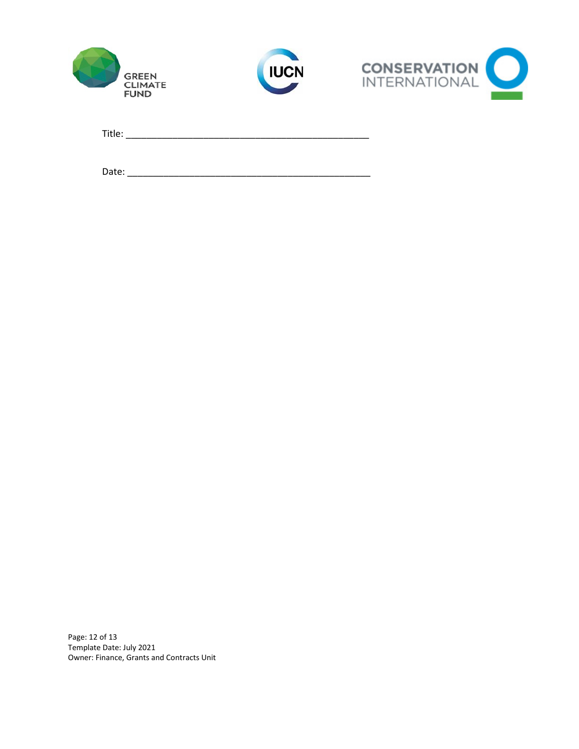Title: _______________________________________________

Date: _______________________________________________

Template Date: July 2021
Owner: Finance, Grants and Contracts Unit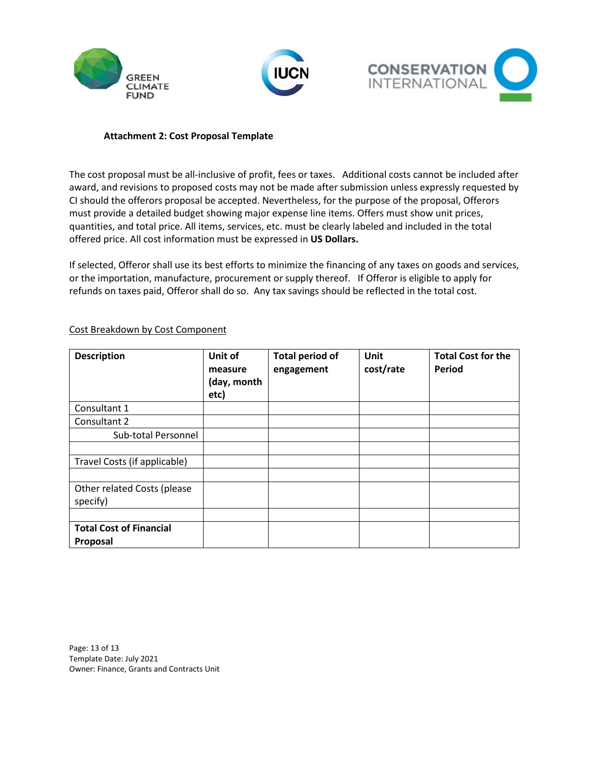## Attachment 2: Cost Proposal Template

The cost proposal must be all-inclusive of profit, fees or taxes. Additional costs cannot be included after award, and revisions to proposed costs may not be made after submission unless expressly requested by CI should the offerors proposal be accepted. Nevertheless, for the purpose of the proposal, Offerors must provide a detailed budget showing major expense line items. Offers must show unit prices, quantities, and total price. All items, services, etc. must be clearly labeled and included in the total offered price. All cost information must be expressed in **US Dollars.**

If selected, Offeror shall use its best efforts to minimize the financing of any taxes on goods and services, or the importation, manufacture, procurement or supply thereof. If Offeror is eligible to apply for refunds on taxes paid, Offeror shall do so. Any tax savings should be reflected in the total cost.

Cost Breakdown by Cost Component

| **Description** | **Unit of measure (day, month etc)** | **Total period of engagement** | **Unit cost/rate** | **Total Cost for the Period** |
|---|---|---|---|---|
| Consultant 1 | | | | |
| Consultant 2 | | | | |
| Sub-total Personnel | | | | |
| | | | | |
| Travel Costs (if applicable) | | | | |
| | | | | |
| Other related Costs (please specify) | | | | |
| | | | | |
| **Total Cost of Financial Proposal** | | | | |

Template Date: July 2021
Owner: Finance, Grants and Contracts Unit